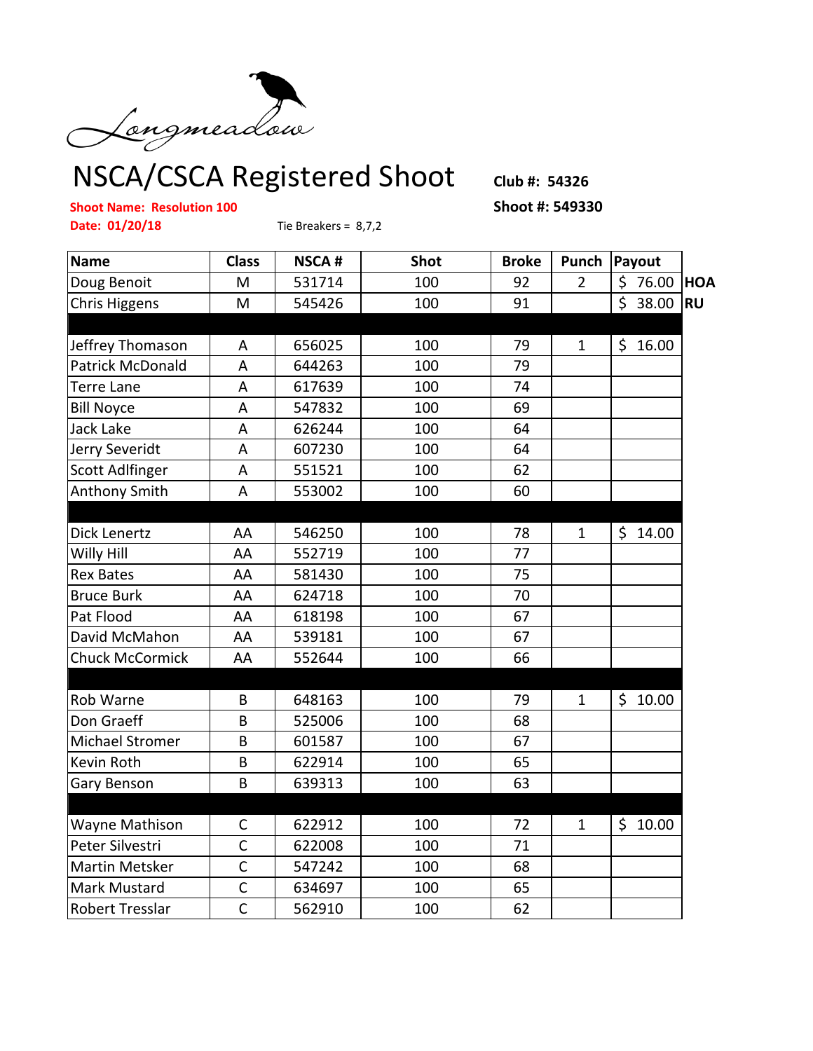Longmeadow

# NSCA/CSCA Registered Shoot

**Club #: 54326**

**Shoot #: 549330**

**Shoot Name: Resolution 100**

**Date: 01/20/18**

Tie Breakers = 8,7,2

| Name | Class | NSCA # | Shot | Broke | Punch | Payout | |
|---|---|---|---|---|---|---|---|
| Doug Benoit | M | 531714 | 100 | 92 | 2 | $ 76.00 | **HOA** |
| Chris Higgens | M | 545426 | 100 | 91 | | $ 38.00 | **RU** |
| | | | | | | | |
| Jeffrey Thomason | A | 656025 | 100 | 79 | 1 | $ 16.00 | |
| Patrick McDonald | A | 644263 | 100 | 79 | | | |
| Terre Lane | A | 617639 | 100 | 74 | | | |
| Bill Noyce | A | 547832 | 100 | 69 | | | |
| Jack Lake | A | 626244 | 100 | 64 | | | |
| Jerry Severidt | A | 607230 | 100 | 64 | | | |
| Scott Adlfinger | A | 551521 | 100 | 62 | | | |
| Anthony Smith | A | 553002 | 100 | 60 | | | |
| | | | | | | | |
| Dick Lenertz | AA | 546250 | 100 | 78 | 1 | $ 14.00 | |
| Willy Hill | AA | 552719 | 100 | 77 | | | |
| Rex Bates | AA | 581430 | 100 | 75 | | | |
| Bruce Burk | AA | 624718 | 100 | 70 | | | |
| Pat Flood | AA | 618198 | 100 | 67 | | | |
| David McMahon | AA | 539181 | 100 | 67 | | | |
| Chuck McCormick | AA | 552644 | 100 | 66 | | | |
| | | | | | | | |
| Rob Warne | B | 648163 | 100 | 79 | 1 | $ 10.00 | |
| Don Graeff | B | 525006 | 100 | 68 | | | |
| Michael Stromer | B | 601587 | 100 | 67 | | | |
| Kevin Roth | B | 622914 | 100 | 65 | | | |
| Gary Benson | B | 639313 | 100 | 63 | | | |
| | | | | | | | |
| Wayne Mathison | C | 622912 | 100 | 72 | 1 | $ 10.00 | |
| Peter Silvestri | C | 622008 | 100 | 71 | | | |
| Martin Metsker | C | 547242 | 100 | 68 | | | |
| Mark Mustard | C | 634697 | 100 | 65 | | | |
| Robert Tresslar | C | 562910 | 100 | 62 | | | |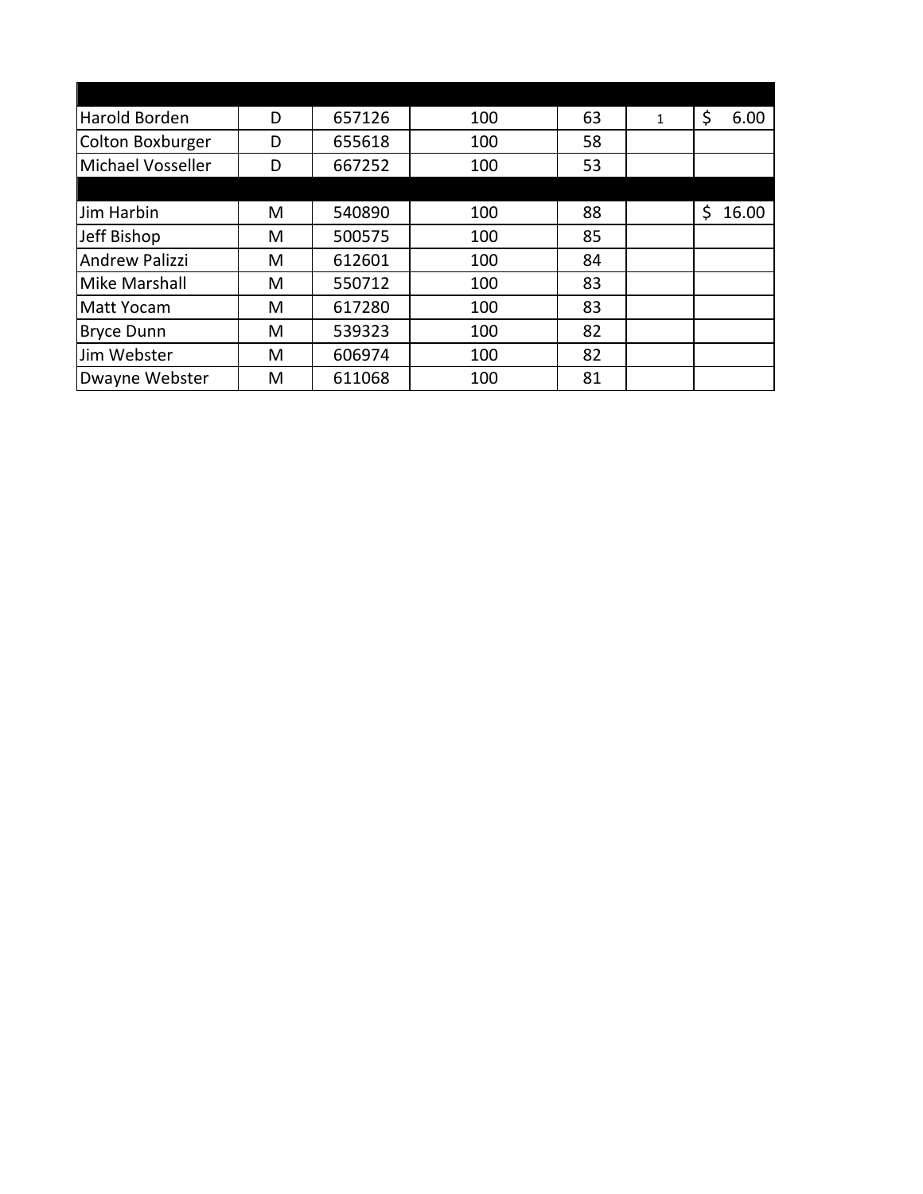| | | | | | | |
|---|---|---|---|---|---|---|
| | | | | | | |
| Harold Borden | D | 657126 | 100 | 63 | 1 | $ 6.00 |
| Colton Boxburger | D | 655618 | 100 | 58 | | |
| Michael Vosseller | D | 667252 | 100 | 53 | | |
| | | | | | | |
| Jim Harbin | M | 540890 | 100 | 88 | | $ 16.00 |
| Jeff Bishop | M | 500575 | 100 | 85 | | |
| Andrew Palizzi | M | 612601 | 100 | 84 | | |
| Mike Marshall | M | 550712 | 100 | 83 | | |
| Matt Yocam | M | 617280 | 100 | 83 | | |
| Bryce Dunn | M | 539323 | 100 | 82 | | |
| Jim Webster | M | 606974 | 100 | 82 | | |
| Dwayne Webster | M | 611068 | 100 | 81 | | |